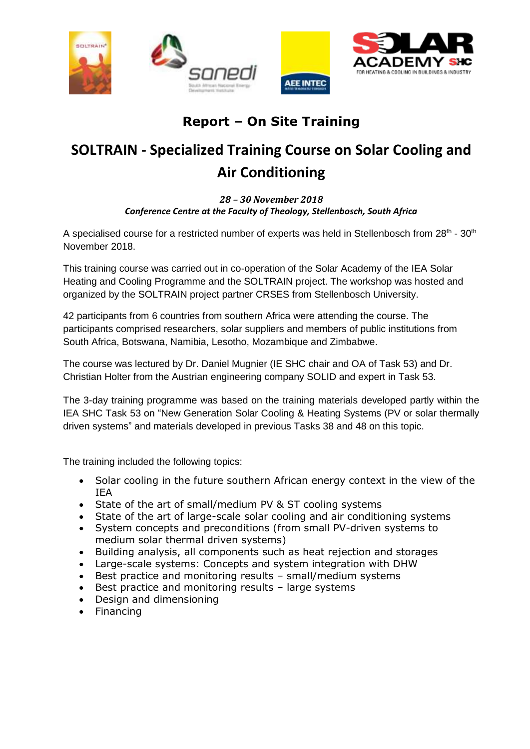# Report – On Site Training

## SOLTRAIN - Specialized Training Course on Solar Cooling and Air Conditioning

***28 – 30 November 2018***
***Conference Centre at the Faculty of Theology, Stellenbosch, South Africa***

A specialised course for a restricted number of experts was held in Stellenbosch from 28th - 30th November 2018.

This training course was carried out in co-operation of the Solar Academy of the IEA Solar Heating and Cooling Programme and the SOLTRAIN project. The workshop was hosted and organized by the SOLTRAIN project partner CRSES from Stellenbosch University.

42 participants from 6 countries from southern Africa were attending the course. The participants comprised researchers, solar suppliers and members of public institutions from South Africa, Botswana, Namibia, Lesotho, Mozambique and Zimbabwe.

The course was lectured by Dr. Daniel Mugnier (IE SHC chair and OA of Task 53) and Dr. Christian Holter from the Austrian engineering company SOLID and expert in Task 53.

The 3-day training programme was based on the training materials developed partly within the IEA SHC Task 53 on "New Generation Solar Cooling & Heating Systems (PV or solar thermally driven systems" and materials developed in previous Tasks 38 and 48 on this topic.

The training included the following topics:

- Solar cooling in the future southern African energy context in the view of the IEA
- State of the art of small/medium PV & ST cooling systems
- State of the art of large-scale solar cooling and air conditioning systems
- System concepts and preconditions (from small PV-driven systems to medium solar thermal driven systems)
- Building analysis, all components such as heat rejection and storages
- Large-scale systems: Concepts and system integration with DHW
- Best practice and monitoring results – small/medium systems
- Best practice and monitoring results – large systems
- Design and dimensioning
- Financing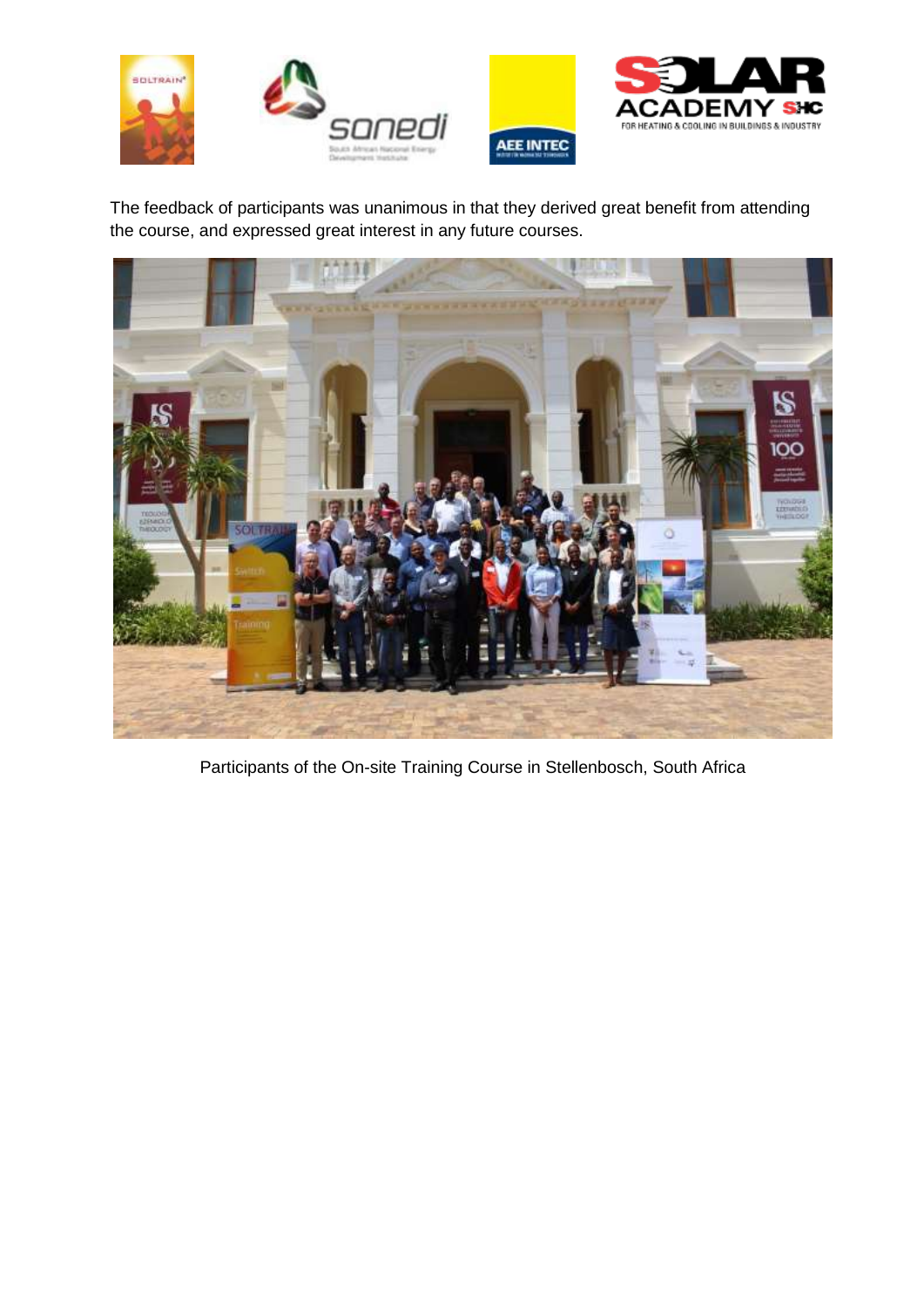The feedback of participants was unanimous in that they derived great benefit from attending the course, and expressed great interest in any future courses.

Participants of the On-site Training Course in Stellenbosch, South Africa